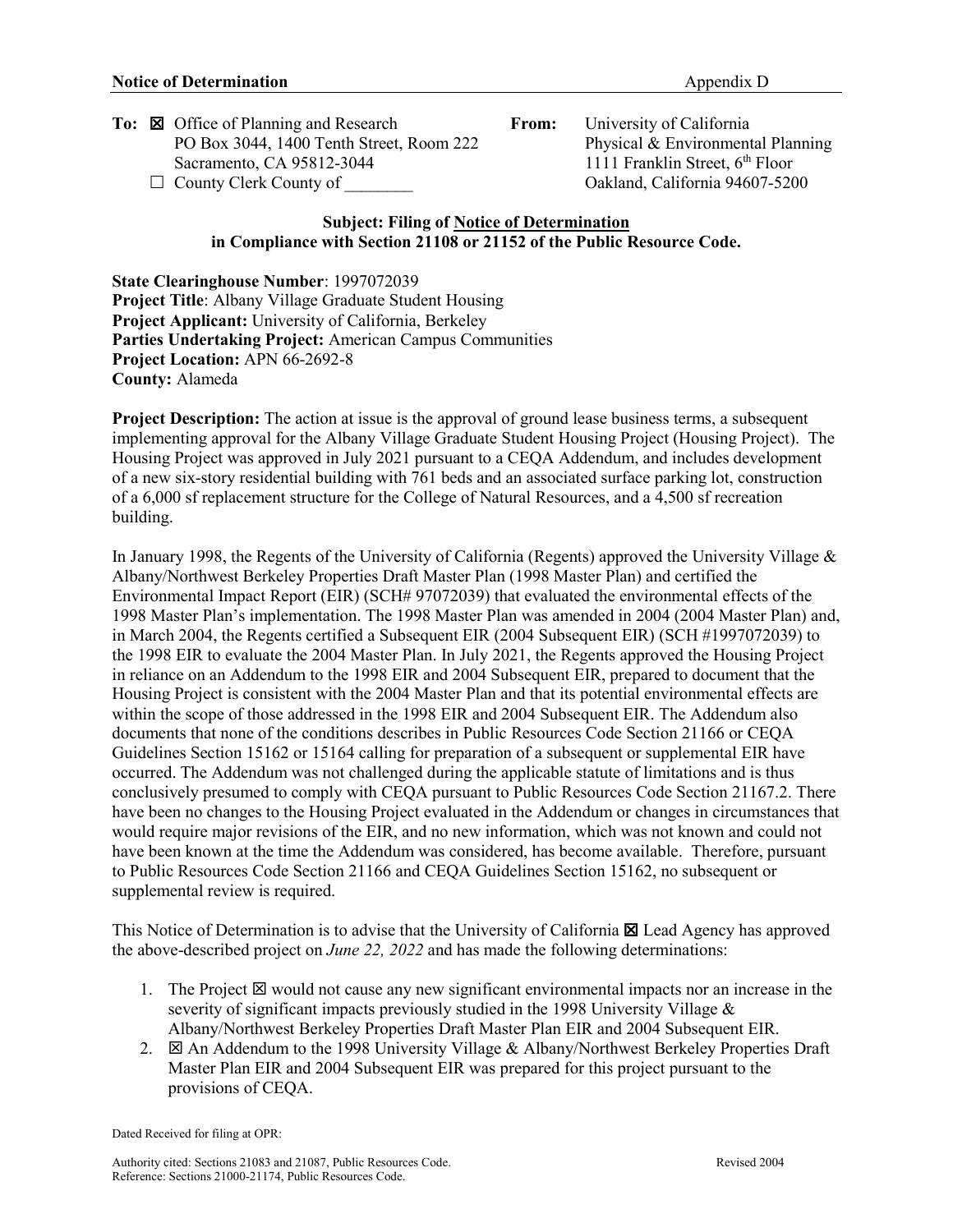**Notice of Determination** Appendix D

**To:** ☒ Office of Planning and Research
PO Box 3044, 1400 Tenth Street, Room 222
Sacramento, CA 95812-3044
☐ County Clerk County of ________

**From:** University of California
Physical & Environmental Planning
1111 Franklin Street, 6th Floor
Oakland, California 94607-5200

**Subject: Filing of Notice of Determination in Compliance with Section 21108 or 21152 of the Public Resource Code.**

**State Clearinghouse Number**: 1997072039
**Project Title**: Albany Village Graduate Student Housing
**Project Applicant:** University of California, Berkeley
**Parties Undertaking Project:** American Campus Communities
**Project Location:** APN 66-2692-8
**County:** Alameda

**Project Description:** The action at issue is the approval of ground lease business terms, a subsequent implementing approval for the Albany Village Graduate Student Housing Project (Housing Project). The Housing Project was approved in July 2021 pursuant to a CEQA Addendum, and includes development of a new six-story residential building with 761 beds and an associated surface parking lot, construction of a 6,000 sf replacement structure for the College of Natural Resources, and a 4,500 sf recreation building.

In January 1998, the Regents of the University of California (Regents) approved the University Village & Albany/Northwest Berkeley Properties Draft Master Plan (1998 Master Plan) and certified the Environmental Impact Report (EIR) (SCH# 97072039) that evaluated the environmental effects of the 1998 Master Plan's implementation. The 1998 Master Plan was amended in 2004 (2004 Master Plan) and, in March 2004, the Regents certified a Subsequent EIR (2004 Subsequent EIR) (SCH #1997072039) to the 1998 EIR to evaluate the 2004 Master Plan. In July 2021, the Regents approved the Housing Project in reliance on an Addendum to the 1998 EIR and 2004 Subsequent EIR, prepared to document that the Housing Project is consistent with the 2004 Master Plan and that its potential environmental effects are within the scope of those addressed in the 1998 EIR and 2004 Subsequent EIR. The Addendum also documents that none of the conditions describes in Public Resources Code Section 21166 or CEQA Guidelines Section 15162 or 15164 calling for preparation of a subsequent or supplemental EIR have occurred. The Addendum was not challenged during the applicable statute of limitations and is thus conclusively presumed to comply with CEQA pursuant to Public Resources Code Section 21167.2. There have been no changes to the Housing Project evaluated in the Addendum or changes in circumstances that would require major revisions of the EIR, and no new information, which was not known and could not have been known at the time the Addendum was considered, has become available. Therefore, pursuant to Public Resources Code Section 21166 and CEQA Guidelines Section 15162, no subsequent or supplemental review is required.

This Notice of Determination is to advise that the University of California ☒ Lead Agency has approved the above-described project on *June 22, 2022* and has made the following determinations:

1. The Project ☒ would not cause any new significant environmental impacts nor an increase in the severity of significant impacts previously studied in the 1998 University Village & Albany/Northwest Berkeley Properties Draft Master Plan EIR and 2004 Subsequent EIR.
2. ☒ An Addendum to the 1998 University Village & Albany/Northwest Berkeley Properties Draft Master Plan EIR and 2004 Subsequent EIR was prepared for this project pursuant to the provisions of CEQA.

Dated Received for filing at OPR:

Authority cited: Sections 21083 and 21087, Public Resources Code. Revised 2004
Reference: Sections 21000-21174, Public Resources Code.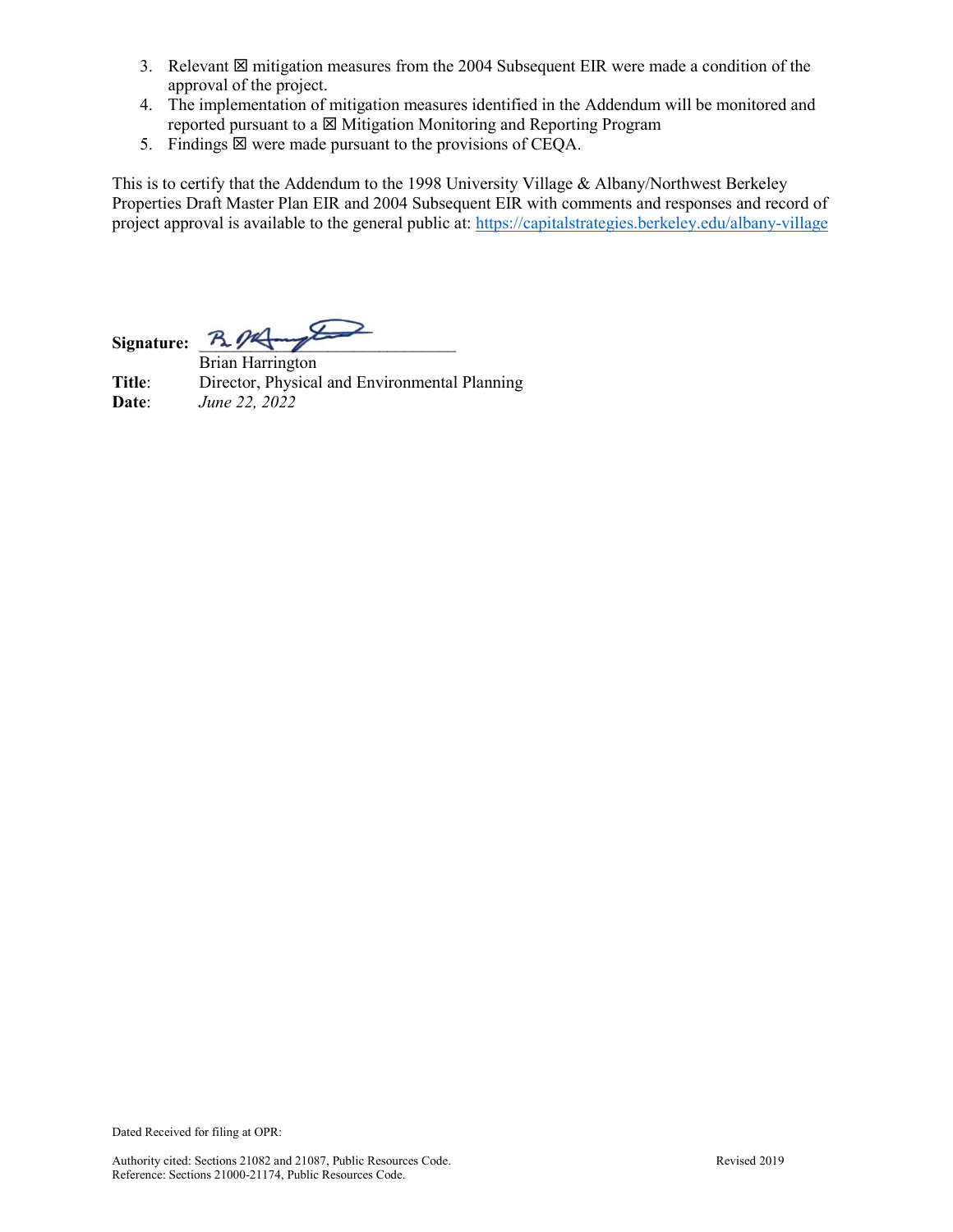3. Relevant ☒ mitigation measures from the 2004 Subsequent EIR were made a condition of the approval of the project.
4. The implementation of mitigation measures identified in the Addendum will be monitored and reported pursuant to a ☒ Mitigation Monitoring and Reporting Program
5. Findings ☒ were made pursuant to the provisions of CEQA.

This is to certify that the Addendum to the 1998 University Village & Albany/Northwest Berkeley Properties Draft Master Plan EIR and 2004 Subsequent EIR with comments and responses and record of project approval is available to the general public at: https://capitalstrategies.berkeley.edu/albany-village

**Signature:** ______________________________
Brian Harrington

**Title**: Director, Physical and Environmental Planning

**Date**: *June 22, 2022*

Dated Received for filing at OPR:

Authority cited: Sections 21082 and 21087, Public Resources Code.
Reference: Sections 21000-21174, Public Resources Code.

Revised 2019